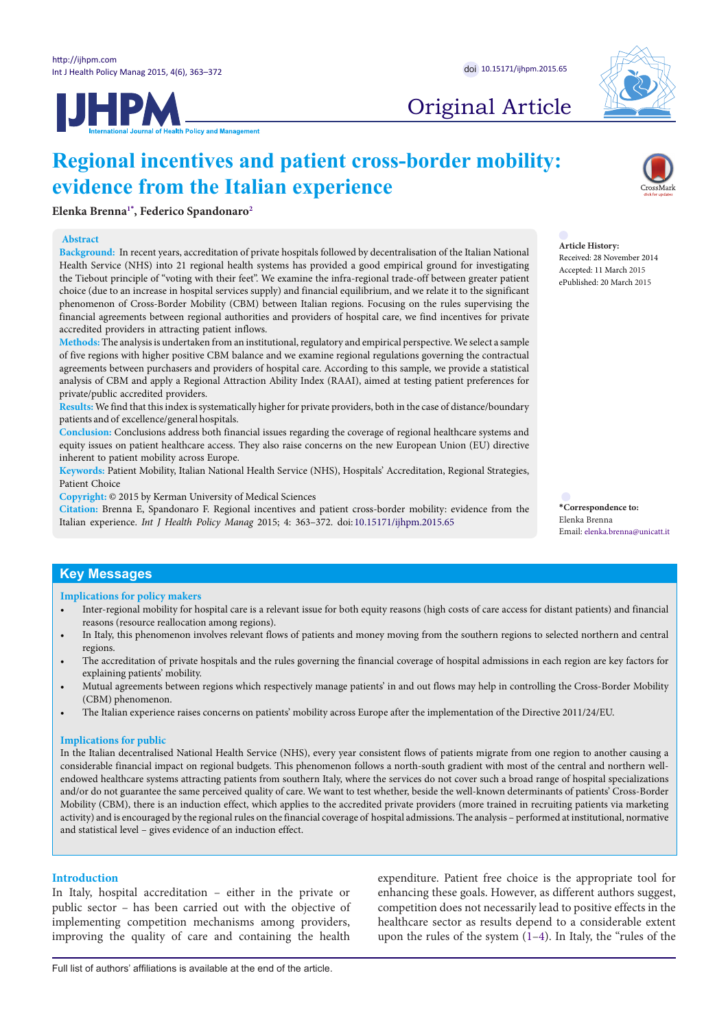Original Article

# Regional incentives and patient cross-border mobility: evidence from the Italian experience

**Elenka Brenna[1*], Federico Spandonaro[2]**

**Abstract**

**Background:** In recent years, accreditation of private hospitals followed by decentralisation of the Italian National Health Service (NHS) into 21 regional health systems has provided a good empirical ground for investigating the Tiebout principle of "voting with their feet". We examine the infra-regional trade-off between greater patient choice (due to an increase in hospital services supply) and financial equilibrium, and we relate it to the significant phenomenon of Cross-Border Mobility (CBM) between Italian regions. Focusing on the rules supervising the financial agreements between regional authorities and providers of hospital care, we find incentives for private accredited providers in attracting patient inflows.

**Methods:** The analysis is undertaken from an institutional, regulatory and empirical perspective. We select a sample of five regions with higher positive CBM balance and we examine regional regulations governing the contractual agreements between purchasers and providers of hospital care. According to this sample, we provide a statistical analysis of CBM and apply a Regional Attraction Ability Index (RAAI), aimed at testing patient preferences for private/public accredited providers.

**Results:** We find that this index is systematically higher for private providers, both in the case of distance/boundary patients and of excellence/general hospitals.

**Conclusion:** Conclusions address both financial issues regarding the coverage of regional healthcare systems and equity issues on patient healthcare access. They also raise concerns on the new European Union (EU) directive inherent to patient mobility across Europe.

**Keywords:** Patient Mobility, Italian National Health Service (NHS), Hospitals' Accreditation, Regional Strategies, Patient Choice

**Copyright:** © 2015 by Kerman University of Medical Sciences

**Citation:** Brenna E, Spandonaro F. Regional incentives and patient cross-border mobility: evidence from the Italian experience. *Int J Health Policy Manag* 2015; 4: 363–372. doi:10.15171/ijhpm.2015.65

**Article History:**
Received: 28 November 2014
Accepted: 11 March 2015
ePublished: 20 March 2015

***Correspondence to:**
Elenka Brenna
Email: elenka.brenna@unicatt.it

## Key Messages

### Implications for policy makers

- Inter-regional mobility for hospital care is a relevant issue for both equity reasons (high costs of care access for distant patients) and financial reasons (resource reallocation among regions).
- In Italy, this phenomenon involves relevant flows of patients and money moving from the southern regions to selected northern and central regions.
- The accreditation of private hospitals and the rules governing the financial coverage of hospital admissions in each region are key factors for explaining patients' mobility.
- Mutual agreements between regions which respectively manage patients' in and out flows may help in controlling the Cross-Border Mobility (CBM) phenomenon.
- The Italian experience raises concerns on patients' mobility across Europe after the implementation of the Directive 2011/24/EU.

### Implications for public

In the Italian decentralised National Health Service (NHS), every year consistent flows of patients migrate from one region to another causing a considerable financial impact on regional budgets. This phenomenon follows a north-south gradient with most of the central and northern well-endowed healthcare systems attracting patients from southern Italy, where the services do not cover such a broad range of hospital specializations and/or do not guarantee the same perceived quality of care. We want to test whether, beside the well-known determinants of patients' Cross-Border Mobility (CBM), there is an induction effect, which applies to the accredited private providers (more trained in recruiting patients via marketing activity) and is encouraged by the regional rules on the financial coverage of hospital admissions. The analysis – performed at institutional, normative and statistical level – gives evidence of an induction effect.

## Introduction

In Italy, hospital accreditation – either in the private or public sector – has been carried out with the objective of implementing competition mechanisms among providers, improving the quality of care and containing the health expenditure. Patient free choice is the appropriate tool for enhancing these goals. However, as different authors suggest, competition does not necessarily lead to positive effects in the healthcare sector as results depend to a considerable extent upon the rules of the system (1–4). In Italy, the "rules of the

Full list of authors' affiliations is available at the end of the article.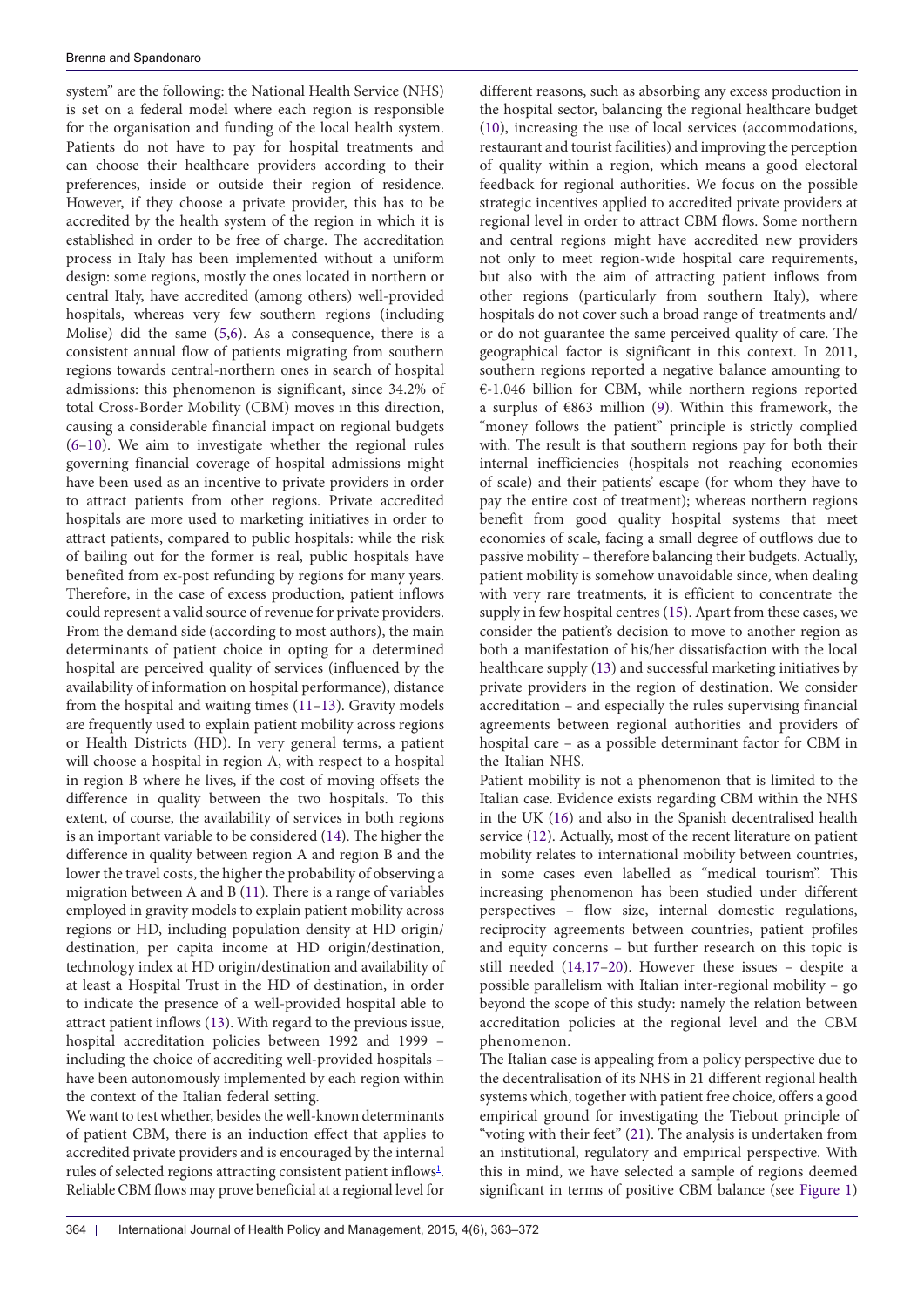system" are the following: the National Health Service (NHS) is set on a federal model where each region is responsible for the organisation and funding of the local health system. Patients do not have to pay for hospital treatments and can choose their healthcare providers according to their preferences, inside or outside their region of residence. However, if they choose a private provider, this has to be accredited by the health system of the region in which it is established in order to be free of charge. The accreditation process in Italy has been implemented without a uniform design: some regions, mostly the ones located in northern or central Italy, have accredited (among others) well-provided hospitals, whereas very few southern regions (including Molise) did the same (5,6). As a consequence, there is a consistent annual flow of patients migrating from southern regions towards central-northern ones in search of hospital admissions: this phenomenon is significant, since 34.2% of total Cross-Border Mobility (CBM) moves in this direction, causing a considerable financial impact on regional budgets (6–10). We aim to investigate whether the regional rules governing financial coverage of hospital admissions might have been used as an incentive to private providers in order to attract patients from other regions. Private accredited hospitals are more used to marketing initiatives in order to attract patients, compared to public hospitals: while the risk of bailing out for the former is real, public hospitals have benefited from ex-post refunding by regions for many years. Therefore, in the case of excess production, patient inflows could represent a valid source of revenue for private providers. From the demand side (according to most authors), the main determinants of patient choice in opting for a determined hospital are perceived quality of services (influenced by the availability of information on hospital performance), distance from the hospital and waiting times (11–13). Gravity models are frequently used to explain patient mobility across regions or Health Districts (HD). In very general terms, a patient will choose a hospital in region A, with respect to a hospital in region B where he lives, if the cost of moving offsets the difference in quality between the two hospitals. To this extent, of course, the availability of services in both regions is an important variable to be considered (14). The higher the difference in quality between region A and region B and the lower the travel costs, the higher the probability of observing a migration between A and B (11). There is a range of variables employed in gravity models to explain patient mobility across regions or HD, including population density at HD origin/destination, per capita income at HD origin/destination, technology index at HD origin/destination and availability of at least a Hospital Trust in the HD of destination, in order to indicate the presence of a well-provided hospital able to attract patient inflows (13). With regard to the previous issue, hospital accreditation policies between 1992 and 1999 – including the choice of accrediting well-provided hospitals – have been autonomously implemented by each region within the context of the Italian federal setting.

We want to test whether, besides the well-known determinants of patient CBM, there is an induction effect that applies to accredited private providers and is encouraged by the internal rules of selected regions attracting consistent patient inflows[1]. Reliable CBM flows may prove beneficial at a regional level for different reasons, such as absorbing any excess production in the hospital sector, balancing the regional healthcare budget (10), increasing the use of local services (accommodations, restaurant and tourist facilities) and improving the perception of quality within a region, which means a good electoral feedback for regional authorities. We focus on the possible strategic incentives applied to accredited private providers at regional level in order to attract CBM flows. Some northern and central regions might have accredited new providers not only to meet region-wide hospital care requirements, but also with the aim of attracting patient inflows from other regions (particularly from southern Italy), where hospitals do not cover such a broad range of treatments and/or do not guarantee the same perceived quality of care. The geographical factor is significant in this context. In 2011, southern regions reported a negative balance amounting to €-1.046 billion for CBM, while northern regions reported a surplus of €863 million (9). Within this framework, the "money follows the patient" principle is strictly complied with. The result is that southern regions pay for both their internal inefficiencies (hospitals not reaching economies of scale) and their patients' escape (for whom they have to pay the entire cost of treatment); whereas northern regions benefit from good quality hospital systems that meet economies of scale, facing a small degree of outflows due to passive mobility – therefore balancing their budgets. Actually, patient mobility is somehow unavoidable since, when dealing with very rare treatments, it is efficient to concentrate the supply in few hospital centres (15). Apart from these cases, we consider the patient's decision to move to another region as both a manifestation of his/her dissatisfaction with the local healthcare supply (13) and successful marketing initiatives by private providers in the region of destination. We consider accreditation – and especially the rules supervising financial agreements between regional authorities and providers of hospital care – as a possible determinant factor for CBM in the Italian NHS.

Patient mobility is not a phenomenon that is limited to the Italian case. Evidence exists regarding CBM within the NHS in the UK (16) and also in the Spanish decentralised health service (12). Actually, most of the recent literature on patient mobility relates to international mobility between countries, in some cases even labelled as "medical tourism". This increasing phenomenon has been studied under different perspectives – flow size, internal domestic regulations, reciprocity agreements between countries, patient profiles and equity concerns – but further research on this topic is still needed (14,17–20). However these issues – despite a possible parallelism with Italian inter-regional mobility – go beyond the scope of this study: namely the relation between accreditation policies at the regional level and the CBM phenomenon.

The Italian case is appealing from a policy perspective due to the decentralisation of its NHS in 21 different regional health systems which, together with patient free choice, offers a good empirical ground for investigating the Tiebout principle of "voting with their feet" (21). The analysis is undertaken from an institutional, regulatory and empirical perspective. With this in mind, we have selected a sample of regions deemed significant in terms of positive CBM balance (see Figure 1)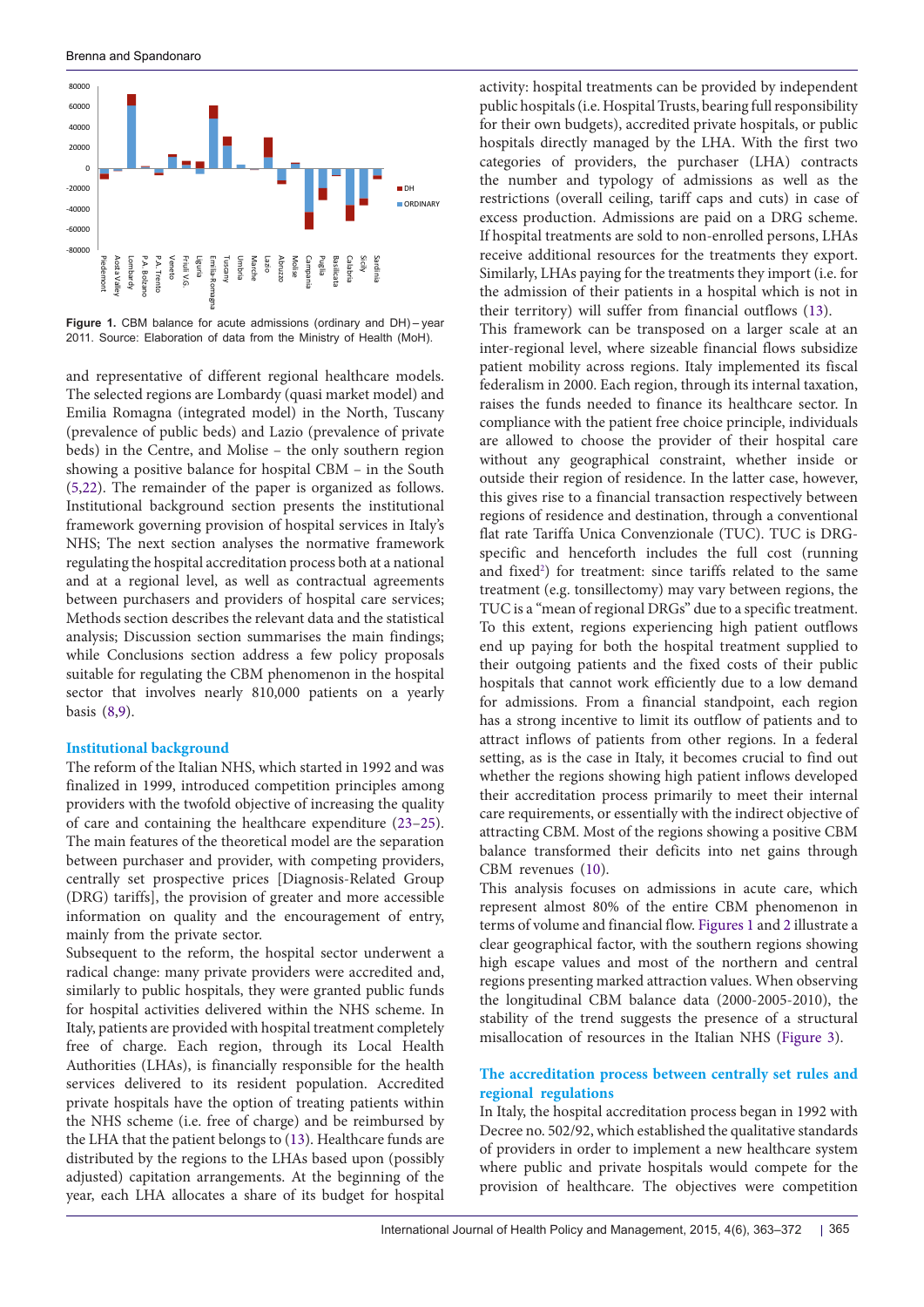Figure 1. CBM balance for acute admissions (ordinary and DH) – year 2011. Source: Elaboration of data from the Ministry of Health (MoH).

and representative of different regional healthcare models. The selected regions are Lombardy (quasi market model) and Emilia Romagna (integrated model) in the North, Tuscany (prevalence of public beds) and Lazio (prevalence of private beds) in the Centre, and Molise – the only southern region showing a positive balance for hospital CBM – in the South (5,22). The remainder of the paper is organized as follows. Institutional background section presents the institutional framework governing provision of hospital services in Italy's NHS; The next section analyses the normative framework regulating the hospital accreditation process both at a national and at a regional level, as well as contractual agreements between purchasers and providers of hospital care services; Methods section describes the relevant data and the statistical analysis; Discussion section summarises the main findings; while Conclusions section address a few policy proposals suitable for regulating the CBM phenomenon in the hospital sector that involves nearly 810,000 patients on a yearly basis (8,9).

## Institutional background

The reform of the Italian NHS, which started in 1992 and was finalized in 1999, introduced competition principles among providers with the twofold objective of increasing the quality of care and containing the healthcare expenditure (23–25). The main features of the theoretical model are the separation between purchaser and provider, with competing providers, centrally set prospective prices [Diagnosis-Related Group (DRG) tariffs], the provision of greater and more accessible information on quality and the encouragement of entry, mainly from the private sector.

Subsequent to the reform, the hospital sector underwent a radical change: many private providers were accredited and, similarly to public hospitals, they were granted public funds for hospital activities delivered within the NHS scheme. In Italy, patients are provided with hospital treatment completely free of charge. Each region, through its Local Health Authorities (LHAs), is financially responsible for the health services delivered to its resident population. Accredited private hospitals have the option of treating patients within the NHS scheme (i.e. free of charge) and be reimbursed by the LHA that the patient belongs to (13). Healthcare funds are distributed by the regions to the LHAs based upon (possibly adjusted) capitation arrangements. At the beginning of the year, each LHA allocates a share of its budget for hospital activity: hospital treatments can be provided by independent public hospitals (i.e. Hospital Trusts, bearing full responsibility for their own budgets), accredited private hospitals, or public hospitals directly managed by the LHA. With the first two categories of providers, the purchaser (LHA) contracts the number and typology of admissions as well as the restrictions (overall ceiling, tariff caps and cuts) in case of excess production. Admissions are paid on a DRG scheme. If hospital treatments are sold to non-enrolled persons, LHAs receive additional resources for the treatments they export. Similarly, LHAs paying for the treatments they import (i.e. for the admission of their patients in a hospital which is not in their territory) will suffer from financial outflows (13).

This framework can be transposed on a larger scale at an inter-regional level, where sizeable financial flows subsidize patient mobility across regions. Italy implemented its fiscal federalism in 2000. Each region, through its internal taxation, raises the funds needed to finance its healthcare sector. In compliance with the patient free choice principle, individuals are allowed to choose the provider of their hospital care without any geographical constraint, whether inside or outside their region of residence. In the latter case, however, this gives rise to a financial transaction respectively between regions of residence and destination, through a conventional flat rate Tariffa Unica Convenzionale (TUC). TUC is DRG-specific and henceforth includes the full cost (running and fixed[2]) for treatment: since tariffs related to the same treatment (e.g. tonsillectomy) may vary between regions, the TUC is a "mean of regional DRGs" due to a specific treatment. To this extent, regions experiencing high patient outflows end up paying for both the hospital treatment supplied to their outgoing patients and the fixed costs of their public hospitals that cannot work efficiently due to a low demand for admissions. From a financial standpoint, each region has a strong incentive to limit its outflow of patients and to attract inflows of patients from other regions. In a federal setting, as is the case in Italy, it becomes crucial to find out whether the regions showing high patient inflows developed their accreditation process primarily to meet their internal care requirements, or essentially with the indirect objective of attracting CBM. Most of the regions showing a positive CBM balance transformed their deficits into net gains through CBM revenues (10).

This analysis focuses on admissions in acute care, which represent almost 80% of the entire CBM phenomenon in terms of volume and financial flow. Figures 1 and 2 illustrate a clear geographical factor, with the southern regions showing high escape values and most of the northern and central regions presenting marked attraction values. When observing the longitudinal CBM balance data (2000-2005-2010), the stability of the trend suggests the presence of a structural misallocation of resources in the Italian NHS (Figure 3).

## The accreditation process between centrally set rules and regional regulations

In Italy, the hospital accreditation process began in 1992 with Decree no. 502/92, which established the qualitative standards of providers in order to implement a new healthcare system where public and private hospitals would compete for the provision of healthcare. The objectives were competition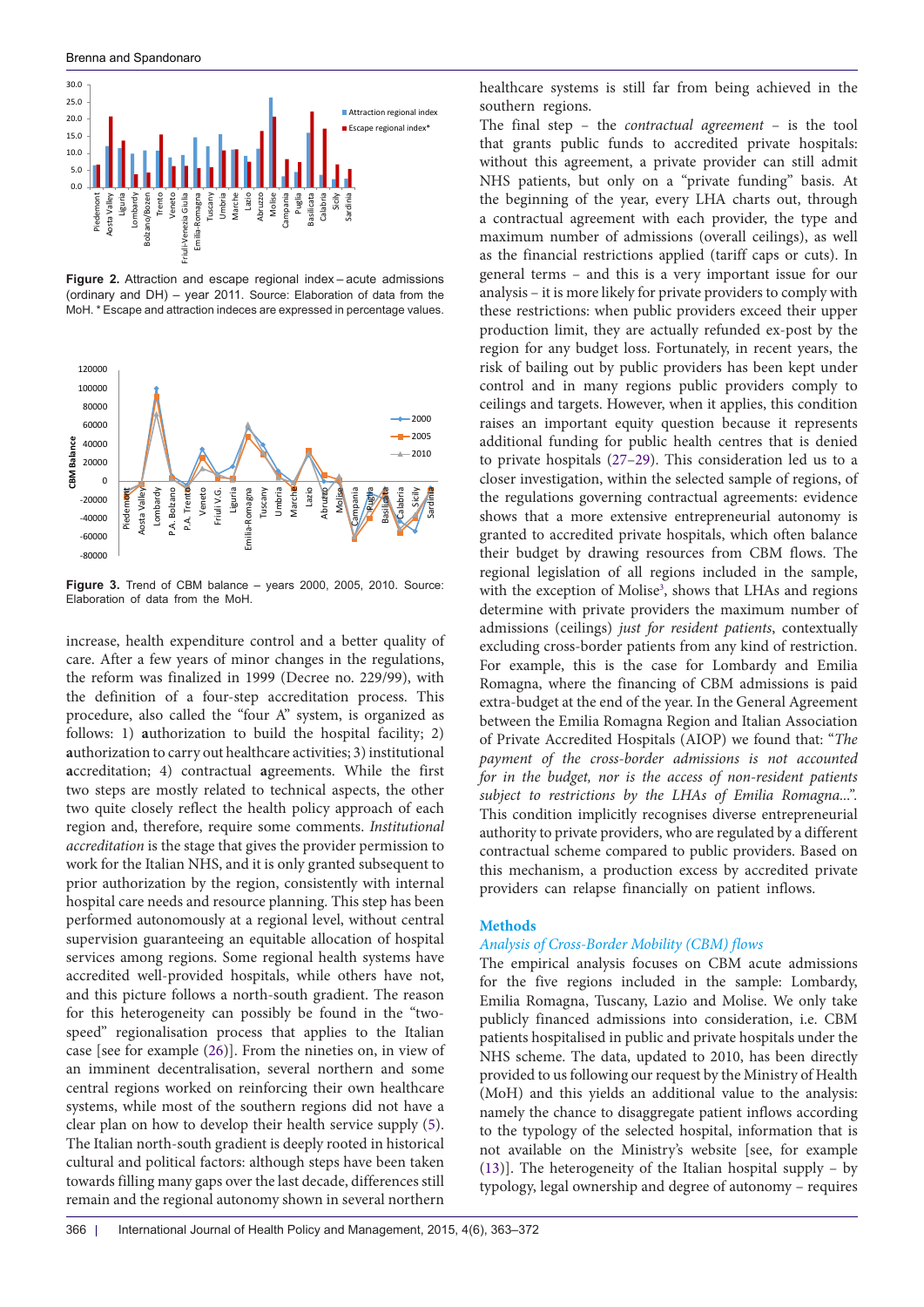Figure 2. Attraction and escape regional index – acute admissions (ordinary and DH) – year 2011. Source: Elaboration of data from the MoH. * Escape and attraction indeces are expressed in percentage values.

Figure 3. Trend of CBM balance – years 2000, 2005, 2010. Source: Elaboration of data from the MoH.

increase, health expenditure control and a better quality of care. After a few years of minor changes in the regulations, the reform was finalized in 1999 (Decree no. 229/99), with the definition of a four-step accreditation process. This procedure, also called the "four A" system, is organized as follows: 1) **a**uthorization to build the hospital facility; 2) **a**uthorization to carry out healthcare activities; 3) institutional **a**ccreditation; 4) contractual **a**greements. While the first two steps are mostly related to technical aspects, the other two quite closely reflect the health policy approach of each region and, therefore, require some comments. *Institutional accreditation* is the stage that gives the provider permission to work for the Italian NHS, and it is only granted subsequent to prior authorization by the region, consistently with internal hospital care needs and resource planning. This step has been performed autonomously at a regional level, without central supervision guaranteeing an equitable allocation of hospital services among regions. Some regional health systems have accredited well-provided hospitals, while others have not, and this picture follows a north-south gradient. The reason for this heterogeneity can possibly be found in the "two-speed" regionalisation process that applies to the Italian case [see for example (26)]. From the nineties on, in view of an imminent decentralisation, several northern and some central regions worked on reinforcing their own healthcare systems, while most of the southern regions did not have a clear plan on how to develop their health service supply (5). The Italian north-south gradient is deeply rooted in historical cultural and political factors: although steps have been taken towards filling many gaps over the last decade, differences still remain and the regional autonomy shown in several northern healthcare systems is still far from being achieved in the southern regions.

The final step – the *contractual agreement* – is the tool that grants public funds to accredited private hospitals: without this agreement, a private provider can still admit NHS patients, but only on a "private funding" basis. At the beginning of the year, every LHA charts out, through a contractual agreement with each provider, the type and maximum number of admissions (overall ceilings), as well as the financial restrictions applied (tariff caps or cuts). In general terms – and this is a very important issue for our analysis – it is more likely for private providers to comply with these restrictions: when public providers exceed their upper production limit, they are actually refunded ex-post by the region for any budget loss. Fortunately, in recent years, the risk of bailing out by public providers has been kept under control and in many regions public providers comply to ceilings and targets. However, when it applies, this condition raises an important equity question because it represents additional funding for public health centres that is denied to private hospitals (27–29). This consideration led us to a closer investigation, within the selected sample of regions, of the regulations governing contractual agreements: evidence shows that a more extensive entrepreneurial autonomy is granted to accredited private hospitals, which often balance their budget by drawing resources from CBM flows. The regional legislation of all regions included in the sample, with the exception of Molise[3], shows that LHAs and regions determine with private providers the maximum number of admissions (ceilings) *just for resident patients*, contextually excluding cross-border patients from any kind of restriction. For example, this is the case for Lombardy and Emilia Romagna, where the financing of CBM admissions is paid extra-budget at the end of the year. In the General Agreement between the Emilia Romagna Region and Italian Association of Private Accredited Hospitals (AIOP) we found that: "*The payment of the cross-border admissions is not accounted for in the budget, nor is the access of non-resident patients subject to restrictions by the LHAs of Emilia Romagna...*". This condition implicitly recognises diverse entrepreneurial authority to private providers, who are regulated by a different contractual scheme compared to public providers. Based on this mechanism, a production excess by accredited private providers can relapse financially on patient inflows.

## Methods

### *Analysis of Cross-Border Mobility (CBM) flows*

The empirical analysis focuses on CBM acute admissions for the five regions included in the sample: Lombardy, Emilia Romagna, Tuscany, Lazio and Molise. We only take publicly financed admissions into consideration, i.e. CBM patients hospitalised in public and private hospitals under the NHS scheme. The data, updated to 2010, has been directly provided to us following our request by the Ministry of Health (MoH) and this yields an additional value to the analysis: namely the chance to disaggregate patient inflows according to the typology of the selected hospital, information that is not available on the Ministry's website [see, for example (13)]. The heterogeneity of the Italian hospital supply – by typology, legal ownership and degree of autonomy – requires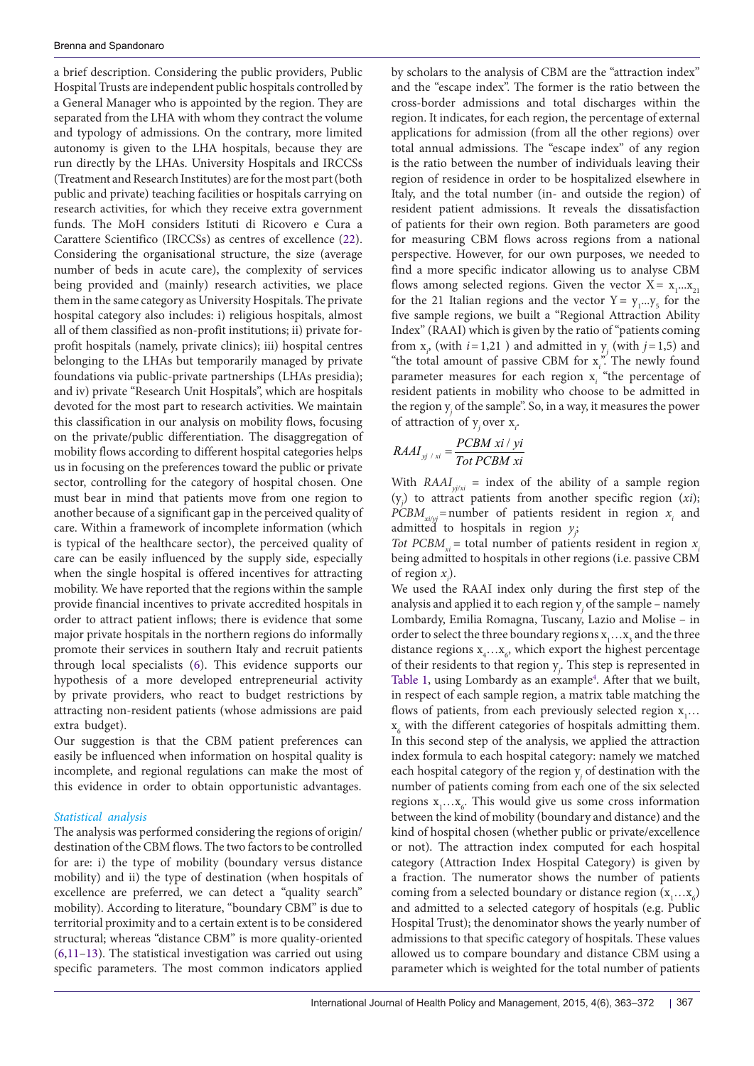a brief description. Considering the public providers, Public Hospital Trusts are independent public hospitals controlled by a General Manager who is appointed by the region. They are separated from the LHA with whom they contract the volume and typology of admissions. On the contrary, more limited autonomy is given to the LHA hospitals, because they are run directly by the LHAs. University Hospitals and IRCCSs (Treatment and Research Institutes) are for the most part (both public and private) teaching facilities or hospitals carrying on research activities, for which they receive extra government funds. The MoH considers Istituti di Ricovero e Cura a Carattere Scientifico (IRCCSs) as centres of excellence (22). Considering the organisational structure, the size (average number of beds in acute care), the complexity of services being provided and (mainly) research activities, we place them in the same category as University Hospitals. The private hospital category also includes: i) religious hospitals, almost all of them classified as non-profit institutions; ii) private for-profit hospitals (namely, private clinics); iii) hospital centres belonging to the LHAs but temporarily managed by private foundations via public-private partnerships (LHAs presidia); and iv) private "Research Unit Hospitals", which are hospitals devoted for the most part to research activities. We maintain this classification in our analysis on mobility flows, focusing on the private/public differentiation. The disaggregation of mobility flows according to different hospital categories helps us in focusing on the preferences toward the public or private sector, controlling for the category of hospital chosen. One must bear in mind that patients move from one region to another because of a significant gap in the perceived quality of care. Within a framework of incomplete information (which is typical of the healthcare sector), the perceived quality of care can be easily influenced by the supply side, especially when the single hospital is offered incentives for attracting mobility. We have reported that the regions within the sample provide financial incentives to private accredited hospitals in order to attract patient inflows; there is evidence that some major private hospitals in the northern regions do informally promote their services in southern Italy and recruit patients through local specialists (6). This evidence supports our hypothesis of a more developed entrepreneurial activity by private providers, who react to budget restrictions by attracting non-resident patients (whose admissions are paid extra budget).

Our suggestion is that the CBM patient preferences can easily be influenced when information on hospital quality is incomplete, and regional regulations can make the most of this evidence in order to obtain opportunistic advantages.

### *Statistical analysis*

The analysis was performed considering the regions of origin/destination of the CBM flows. The two factors to be controlled for are: i) the type of mobility (boundary versus distance mobility) and ii) the type of destination (when hospitals of excellence are preferred, we can detect a "quality search" mobility). According to literature, "boundary CBM" is due to territorial proximity and to a certain extent is to be considered structural; whereas "distance CBM" is more quality-oriented (6,11–13). The statistical investigation was carried out using specific parameters. The most common indicators applied by scholars to the analysis of CBM are the "attraction index" and the "escape index". The former is the ratio between the cross-border admissions and total discharges within the region. It indicates, for each region, the percentage of external applications for admission (from all the other regions) over total annual admissions. The "escape index" of any region is the ratio between the number of individuals leaving their region of residence in order to be hospitalized elsewhere in Italy, and the total number (in- and outside the region) of resident patient admissions. It reveals the dissatisfaction of patients for their own region. Both parameters are good for measuring CBM flows across regions from a national perspective. However, for our own purposes, we needed to find a more specific indicator allowing us to analyse CBM flows among selected regions. Given the vector $X = x_1 ... x_{21}$ for the 21 Italian regions and the vector $Y = y_1 ... y_5$ for the five sample regions, we built a "Regional Attraction Ability Index" (RAAI) which is given by the ratio of "patients coming from $x_i$, (with $i = 1,21$ ) and admitted in $y_j$ (with $j = 1,5$) and "the total amount of passive CBM for $x_i$". The newly found parameter measures for each region $x_i$ "the percentage of resident patients in mobility who choose to be admitted in the region $y_j$ of the sample". So, in a way, it measures the power of attraction of $y_j$ over $x_i$.

$$RAAI_{yj/xi} = \frac{PCBM\ xi / yi}{Tot\ PCBM\ xi}$$

With $RAAI_{yj/xi}$ = index of the ability of a sample region ($y_j$) to attract patients from another specific region ($xi$); $PCBM_{xi/yj}$ = number of patients resident in region $x_i$ and admitted to hospitals in region $y_j$;

*Tot* $PCBM_{xi}$ = total number of patients resident in region $x_i$ being admitted to hospitals in other regions (i.e. passive CBM of region $x_i$).

We used the RAAI index only during the first step of the analysis and applied it to each region $y_j$ of the sample – namely Lombardy, Emilia Romagna, Tuscany, Lazio and Molise – in order to select the three boundary regions $x_1 \ldots x_3$ and the three distance regions $x_4 \ldots x_6$, which export the highest percentage of their residents to that region $y_j$. This step is represented in Table 1, using Lombardy as an example[4]. After that we built, in respect of each sample region, a matrix table matching the flows of patients, from each previously selected region $x_1 \ldots x_6$ with the different categories of hospitals admitting them. In this second step of the analysis, we applied the attraction index formula to each hospital category: namely we matched each hospital category of the region $y_j$ of destination with the number of patients coming from each one of the six selected regions $x_1 \ldots x_6$. This would give us some cross information between the kind of mobility (boundary and distance) and the kind of hospital chosen (whether public or private/excellence or not). The attraction index computed for each hospital category (Attraction Index Hospital Category) is given by a fraction. The numerator shows the number of patients coming from a selected boundary or distance region ($x_1 \ldots x_6$) and admitted to a selected category of hospitals (e.g. Public Hospital Trust); the denominator shows the yearly number of admissions to that specific category of hospitals. These values allowed us to compare boundary and distance CBM using a parameter which is weighted for the total number of patients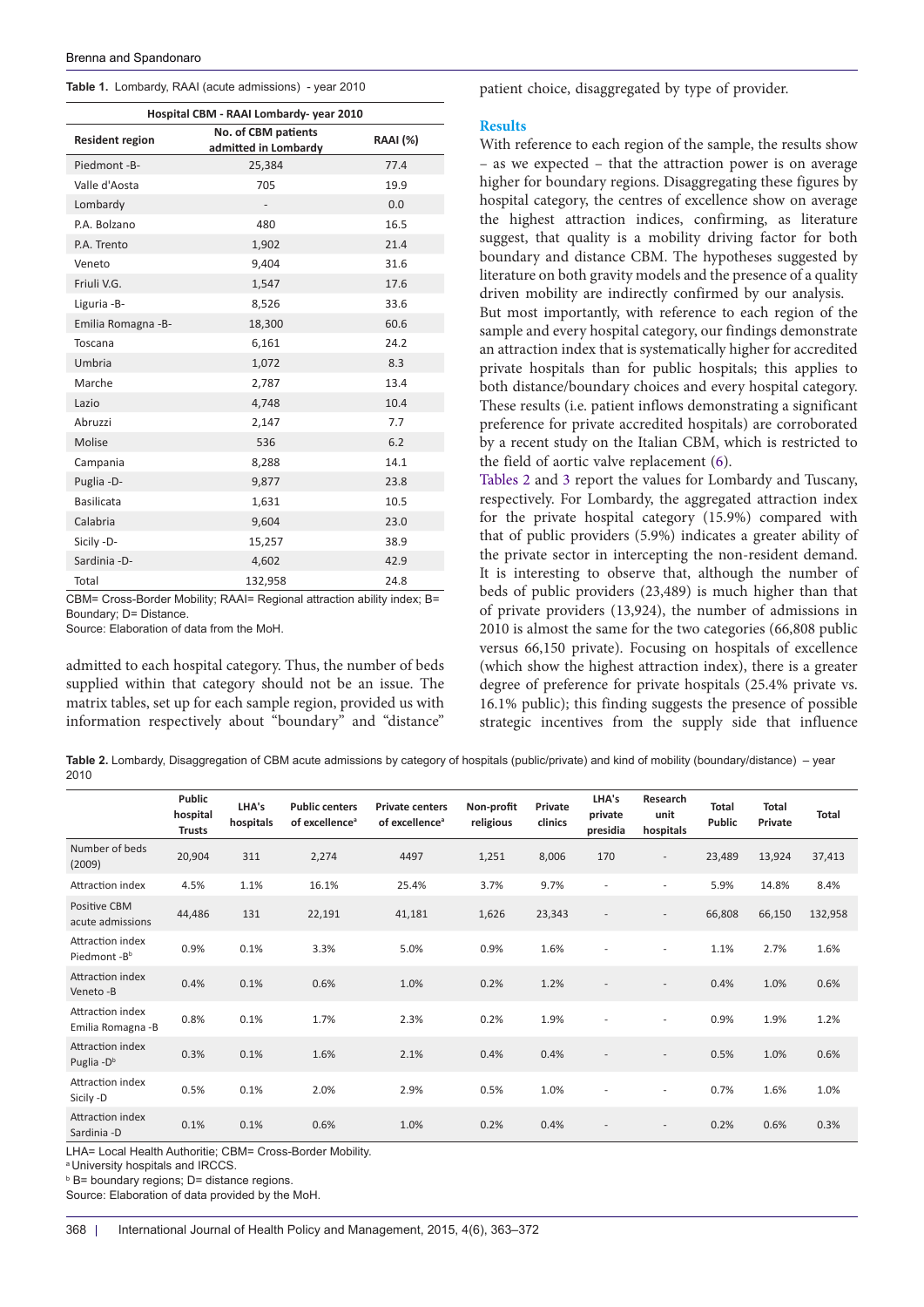**Table 1.** Lombardy, RAAI (acute admissions) - year 2010

| Hospital CBM - RAAI Lombardy- year 2010 | | |
|---|---|---|
| **Resident region** | **No. of CBM patients admitted in Lombardy** | **RAAI (%)** |
| Piedmont -B- | 25,384 | 77.4 |
| Valle d'Aosta | 705 | 19.9 |
| Lombardy | - | 0.0 |
| P.A. Bolzano | 480 | 16.5 |
| P.A. Trento | 1,902 | 21.4 |
| Veneto | 9,404 | 31.6 |
| Friuli V.G. | 1,547 | 17.6 |
| Liguria -B- | 8,526 | 33.6 |
| Emilia Romagna -B- | 18,300 | 60.6 |
| Toscana | 6,161 | 24.2 |
| Umbria | 1,072 | 8.3 |
| Marche | 2,787 | 13.4 |
| Lazio | 4,748 | 10.4 |
| Abruzzi | 2,147 | 7.7 |
| Molise | 536 | 6.2 |
| Campania | 8,288 | 14.1 |
| Puglia -D- | 9,877 | 23.8 |
| Basilicata | 1,631 | 10.5 |
| Calabria | 9,604 | 23.0 |
| Sicily -D- | 15,257 | 38.9 |
| Sardinia -D- | 4,602 | 42.9 |
| Total | 132,958 | 24.8 |

CBM= Cross-Border Mobility; RAAI= Regional attraction ability index; B= Boundary; D= Distance.
Source: Elaboration of data from the MoH.

admitted to each hospital category. Thus, the number of beds supplied within that category should not be an issue. The matrix tables, set up for each sample region, provided us with information respectively about "boundary" and "distance" patient choice, disaggregated by type of provider.

## Results

With reference to each region of the sample, the results show – as we expected – that the attraction power is on average higher for boundary regions. Disaggregating these figures by hospital category, the centres of excellence show on average the highest attraction indices, confirming, as literature suggest, that quality is a mobility driving factor for both boundary and distance CBM. The hypotheses suggested by literature on both gravity models and the presence of a quality driven mobility are indirectly confirmed by our analysis.

But most importantly, with reference to each region of the sample and every hospital category, our findings demonstrate an attraction index that is systematically higher for accredited private hospitals than for public hospitals; this applies to both distance/boundary choices and every hospital category. These results (i.e. patient inflows demonstrating a significant preference for private accredited hospitals) are corroborated by a recent study on the Italian CBM, which is restricted to the field of aortic valve replacement (6).

Tables 2 and 3 report the values for Lombardy and Tuscany, respectively. For Lombardy, the aggregated attraction index for the private hospital category (15.9%) compared with that of public providers (5.9%) indicates a greater ability of the private sector in intercepting the non-resident demand. It is interesting to observe that, although the number of beds of public providers (23,489) is much higher than that of private providers (13,924), the number of admissions in 2010 is almost the same for the two categories (66,808 public versus 66,150 private). Focusing on hospitals of excellence (which show the highest attraction index), there is a greater degree of preference for private hospitals (25.4% private vs. 16.1% public); this finding suggests the presence of possible strategic incentives from the supply side that influence

**Table 2.** Lombardy, Disaggregation of CBM acute admissions by category of hospitals (public/private) and kind of mobility (boundary/distance) – year 2010

| | Public hospital Trusts | LHA's hospitals | Public centers of excellence[a] | Private centers of excellence[a] | Non-profit religious | Private clinics | LHA's private presidia | Research unit hospitals | Total Public | Total Private | Total |
|---|---|---|---|---|---|---|---|---|---|---|---|
| Number of beds (2009) | 20,904 | 311 | 2,274 | 4497 | 1,251 | 8,006 | 170 | - | 23,489 | 13,924 | 37,413 |
| Attraction index | 4.5% | 1.1% | 16.1% | 25.4% | 3.7% | 9.7% | - | - | 5.9% | 14.8% | 8.4% |
| Positive CBM acute admissions | 44,486 | 131 | 22,191 | 41,181 | 1,626 | 23,343 | - | - | 66,808 | 66,150 | 132,958 |
| Attraction index Piedmont -B[b] | 0.9% | 0.1% | 3.3% | 5.0% | 0.9% | 1.6% | - | - | 1.1% | 2.7% | 1.6% |
| Attraction index Veneto -B | 0.4% | 0.1% | 0.6% | 1.0% | 0.2% | 1.2% | - | - | 0.4% | 1.0% | 0.6% |
| Attraction index Emilia Romagna -B | 0.8% | 0.1% | 1.7% | 2.3% | 0.2% | 1.9% | - | - | 0.9% | 1.9% | 1.2% |
| Attraction index Puglia -D[b] | 0.3% | 0.1% | 1.6% | 2.1% | 0.4% | 0.4% | - | - | 0.5% | 1.0% | 0.6% |
| Attraction index Sicily -D | 0.5% | 0.1% | 2.0% | 2.9% | 0.5% | 1.0% | - | - | 0.7% | 1.6% | 1.0% |
| Attraction index Sardinia -D | 0.1% | 0.1% | 0.6% | 1.0% | 0.2% | 0.4% | - | - | 0.2% | 0.6% | 0.3% |

LHA= Local Health Authoritie; CBM= Cross-Border Mobility.
[a] University hospitals and IRCCS.
[b] B= boundary regions; D= distance regions.
Source: Elaboration of data provided by the MoH.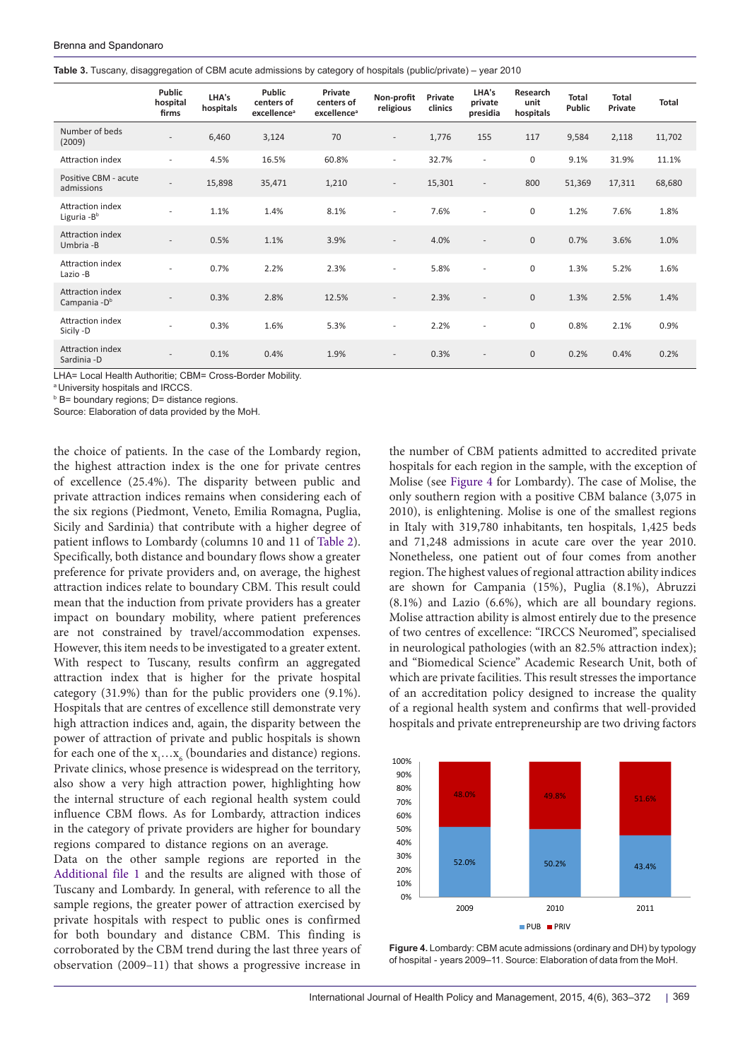**Table 3.** Tuscany, disaggregation of CBM acute admissions by category of hospitals (public/private) – year 2010

| | Public hospital firms | LHA's hospitals | Public centers of excellence[a] | Private centers of excellence[a] | Non-profit religious | Private clinics | LHA's private presidia | Research unit hospitals | Total Public | Total Private | Total |
|---|---|---|---|---|---|---|---|---|---|---|---|
| Number of beds (2009) | - | 6,460 | 3,124 | 70 | - | 1,776 | 155 | 117 | 9,584 | 2,118 | 11,702 |
| Attraction index | - | 4.5% | 16.5% | 60.8% | - | 32.7% | - | 0 | 9.1% | 31.9% | 11.1% |
| Positive CBM - acute admissions | - | 15,898 | 35,471 | 1,210 | - | 15,301 | - | 800 | 51,369 | 17,311 | 68,680 |
| Attraction index Liguria -B[b] | - | 1.1% | 1.4% | 8.1% | - | 7.6% | - | 0 | 1.2% | 7.6% | 1.8% |
| Attraction index Umbria -B | - | 0.5% | 1.1% | 3.9% | - | 4.0% | - | 0 | 0.7% | 3.6% | 1.0% |
| Attraction index Lazio -B | - | 0.7% | 2.2% | 2.3% | - | 5.8% | - | 0 | 1.3% | 5.2% | 1.6% |
| Attraction index Campania -D[b] | - | 0.3% | 2.8% | 12.5% | - | 2.3% | - | 0 | 1.3% | 2.5% | 1.4% |
| Attraction index Sicily -D | - | 0.3% | 1.6% | 5.3% | - | 2.2% | - | 0 | 0.8% | 2.1% | 0.9% |
| Attraction index Sardinia -D | - | 0.1% | 0.4% | 1.9% | - | 0.3% | - | 0 | 0.2% | 0.4% | 0.2% |

LHA= Local Health Authoritie; CBM= Cross-Border Mobility.
[a] University hospitals and IRCCS.
[b] B= boundary regions; D= distance regions.
Source: Elaboration of data provided by the MoH.

the choice of patients. In the case of the Lombardy region, the highest attraction index is the one for private centres of excellence (25.4%). The disparity between public and private attraction indices remains when considering each of the six regions (Piedmont, Veneto, Emilia Romagna, Puglia, Sicily and Sardinia) that contribute with a higher degree of patient inflows to Lombardy (columns 10 and 11 of Table 2). Specifically, both distance and boundary flows show a greater preference for private providers and, on average, the highest attraction indices relate to boundary CBM. This result could mean that the induction from private providers has a greater impact on boundary mobility, where patient preferences are not constrained by travel/accommodation expenses. However, this item needs to be investigated to a greater extent. With respect to Tuscany, results confirm an aggregated attraction index that is higher for the private hospital category (31.9%) than for the public providers one (9.1%). Hospitals that are centres of excellence still demonstrate very high attraction indices and, again, the disparity between the power of attraction of private and public hospitals is shown for each one of the $x_1 \ldots x_6$ (boundaries and distance) regions. Private clinics, whose presence is widespread on the territory, also show a very high attraction power, highlighting how the internal structure of each regional health system could influence CBM flows. As for Lombardy, attraction indices in the category of private providers are higher for boundary regions compared to distance regions on an average.

Data on the other sample regions are reported in the Additional file 1 and the results are aligned with those of Tuscany and Lombardy. In general, with reference to all the sample regions, the greater power of attraction exercised by private hospitals with respect to public ones is confirmed for both boundary and distance CBM. This finding is corroborated by the CBM trend during the last three years of observation (2009–11) that shows a progressive increase in the number of CBM patients admitted to accredited private hospitals for each region in the sample, with the exception of Molise (see Figure 4 for Lombardy). The case of Molise, the only southern region with a positive CBM balance (3,075 in 2010), is enlightening. Molise is one of the smallest regions in Italy with 319,780 inhabitants, ten hospitals, 1,425 beds and 71,248 admissions in acute care over the year 2010. Nonetheless, one patient out of four comes from another region. The highest values of regional attraction ability indices are shown for Campania (15%), Puglia (8.1%), Abruzzi (8.1%) and Lazio (6.6%), which are all boundary regions. Molise attraction ability is almost entirely due to the presence of two centres of excellence: "IRCCS Neuromed", specialised in neurological pathologies (with an 82.5% attraction index); and "Biomedical Science" Academic Research Unit, both of which are private facilities. This result stresses the importance of an accreditation policy designed to increase the quality of a regional health system and confirms that well-provided hospitals and private entrepreneurship are two driving factors

| | 2009 | 2010 | 2011 |
|---|---|---|---|
| PUB | 52.0% | 50.2% | 43.4% |
| PRIV | 48.0% | 49.8% | 51.6% |

**Figure 4.** Lombardy: CBM acute admissions (ordinary and DH) by typology of hospital - years 2009–11. Source: Elaboration of data from the MoH.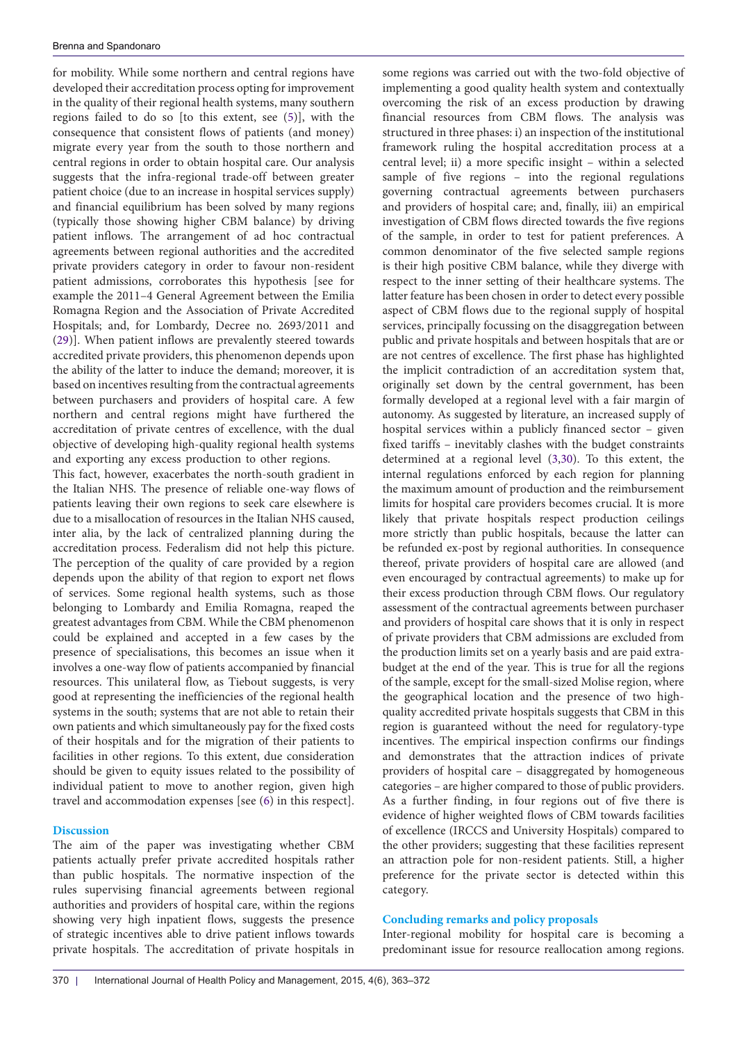for mobility. While some northern and central regions have developed their accreditation process opting for improvement in the quality of their regional health systems, many southern regions failed to do so [to this extent, see (5)], with the consequence that consistent flows of patients (and money) migrate every year from the south to those northern and central regions in order to obtain hospital care. Our analysis suggests that the infra-regional trade-off between greater patient choice (due to an increase in hospital services supply) and financial equilibrium has been solved by many regions (typically those showing higher CBM balance) by driving patient inflows. The arrangement of ad hoc contractual agreements between regional authorities and the accredited private providers category in order to favour non-resident patient admissions, corroborates this hypothesis [see for example the 2011–4 General Agreement between the Emilia Romagna Region and the Association of Private Accredited Hospitals; and, for Lombardy, Decree no. 2693/2011 and (29)]. When patient inflows are prevalently steered towards accredited private providers, this phenomenon depends upon the ability of the latter to induce the demand; moreover, it is based on incentives resulting from the contractual agreements between purchasers and providers of hospital care. A few northern and central regions might have furthered the accreditation of private centres of excellence, with the dual objective of developing high-quality regional health systems and exporting any excess production to other regions.

This fact, however, exacerbates the north-south gradient in the Italian NHS. The presence of reliable one-way flows of patients leaving their own regions to seek care elsewhere is due to a misallocation of resources in the Italian NHS caused, inter alia, by the lack of centralized planning during the accreditation process. Federalism did not help this picture. The perception of the quality of care provided by a region depends upon the ability of that region to export net flows of services. Some regional health systems, such as those belonging to Lombardy and Emilia Romagna, reaped the greatest advantages from CBM. While the CBM phenomenon could be explained and accepted in a few cases by the presence of specialisations, this becomes an issue when it involves a one-way flow of patients accompanied by financial resources. This unilateral flow, as Tiebout suggests, is very good at representing the inefficiencies of the regional health systems in the south; systems that are not able to retain their own patients and which simultaneously pay for the fixed costs of their hospitals and for the migration of their patients to facilities in other regions. To this extent, due consideration should be given to equity issues related to the possibility of individual patient to move to another region, given high travel and accommodation expenses [see (6) in this respect].

## Discussion

The aim of the paper was investigating whether CBM patients actually prefer private accredited hospitals rather than public hospitals. The normative inspection of the rules supervising financial agreements between regional authorities and providers of hospital care, within the regions showing very high inpatient flows, suggests the presence of strategic incentives able to drive patient inflows towards private hospitals. The accreditation of private hospitals in some regions was carried out with the two-fold objective of implementing a good quality health system and contextually overcoming the risk of an excess production by drawing financial resources from CBM flows. The analysis was structured in three phases: i) an inspection of the institutional framework ruling the hospital accreditation process at a central level; ii) a more specific insight – within a selected sample of five regions – into the regional regulations governing contractual agreements between purchasers and providers of hospital care; and, finally, iii) an empirical investigation of CBM flows directed towards the five regions of the sample, in order to test for patient preferences. A common denominator of the five selected sample regions is their high positive CBM balance, while they diverge with respect to the inner setting of their healthcare systems. The latter feature has been chosen in order to detect every possible aspect of CBM flows due to the regional supply of hospital services, principally focussing on the disaggregation between public and private hospitals and between hospitals that are or are not centres of excellence. The first phase has highlighted the implicit contradiction of an accreditation system that, originally set down by the central government, has been formally developed at a regional level with a fair margin of autonomy. As suggested by literature, an increased supply of hospital services within a publicly financed sector – given fixed tariffs – inevitably clashes with the budget constraints determined at a regional level (3,30). To this extent, the internal regulations enforced by each region for planning the maximum amount of production and the reimbursement limits for hospital care providers becomes crucial. It is more likely that private hospitals respect production ceilings more strictly than public hospitals, because the latter can be refunded ex-post by regional authorities. In consequence thereof, private providers of hospital care are allowed (and even encouraged by contractual agreements) to make up for their excess production through CBM flows. Our regulatory assessment of the contractual agreements between purchaser and providers of hospital care shows that it is only in respect of private providers that CBM admissions are excluded from the production limits set on a yearly basis and are paid extra-budget at the end of the year. This is true for all the regions of the sample, except for the small-sized Molise region, where the geographical location and the presence of two high-quality accredited private hospitals suggests that CBM in this region is guaranteed without the need for regulatory-type incentives. The empirical inspection confirms our findings and demonstrates that the attraction indices of private providers of hospital care – disaggregated by homogeneous categories – are higher compared to those of public providers. As a further finding, in four regions out of five there is evidence of higher weighted flows of CBM towards facilities of excellence (IRCCS and University Hospitals) compared to the other providers; suggesting that these facilities represent an attraction pole for non-resident patients. Still, a higher preference for the private sector is detected within this category.

## Concluding remarks and policy proposals

Inter-regional mobility for hospital care is becoming a predominant issue for resource reallocation among regions.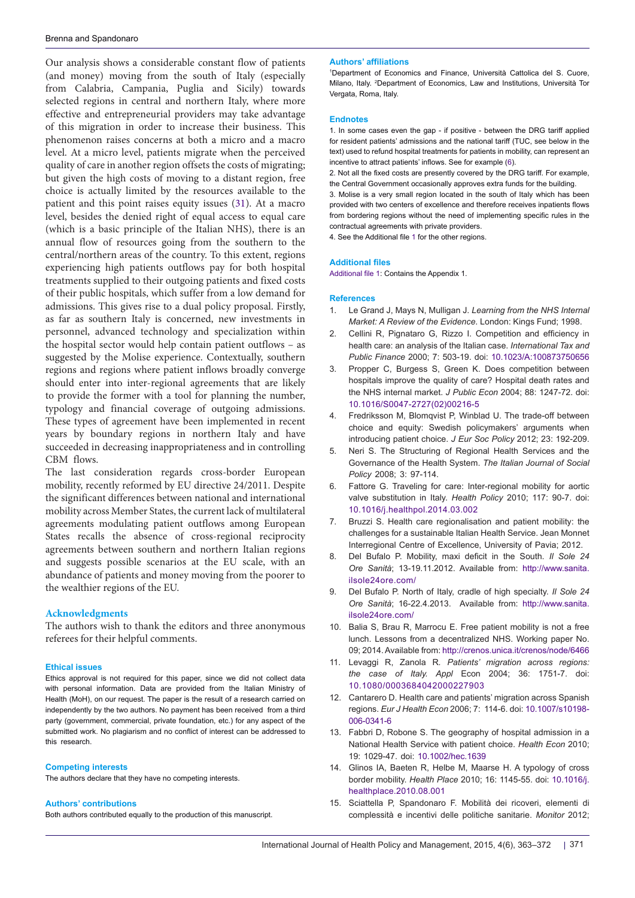Our analysis shows a considerable constant flow of patients (and money) moving from the south of Italy (especially from Calabria, Campania, Puglia and Sicily) towards selected regions in central and northern Italy, where more effective and entrepreneurial providers may take advantage of this migration in order to increase their business. This phenomenon raises concerns at both a micro and a macro level. At a micro level, patients migrate when the perceived quality of care in another region offsets the costs of migrating; but given the high costs of moving to a distant region, free choice is actually limited by the resources available to the patient and this point raises equity issues (31). At a macro level, besides the denied right of equal access to equal care (which is a basic principle of the Italian NHS), there is an annual flow of resources going from the southern to the central/northern areas of the country. To this extent, regions experiencing high patients outflows pay for both hospital treatments supplied to their outgoing patients and fixed costs of their public hospitals, which suffer from a low demand for admissions. This gives rise to a dual policy proposal. Firstly, as far as southern Italy is concerned, new investments in personnel, advanced technology and specialization within the hospital sector would help contain patient outflows – as suggested by the Molise experience. Contextually, southern regions and regions where patient inflows broadly converge should enter into inter-regional agreements that are likely to provide the former with a tool for planning the number, typology and financial coverage of outgoing admissions. These types of agreement have been implemented in recent years by boundary regions in northern Italy and have succeeded in decreasing inappropriateness and in controlling CBM flows.

The last consideration regards cross-border European mobility, recently reformed by EU directive 24/2011. Despite the significant differences between national and international mobility across Member States, the current lack of multilateral agreements modulating patient outflows among European States recalls the absence of cross-regional reciprocity agreements between southern and northern Italian regions and suggests possible scenarios at the EU scale, with an abundance of patients and money moving from the poorer to the wealthier regions of the EU.

## Acknowledgments

The authors wish to thank the editors and three anonymous referees for their helpful comments.

#### Ethical issues

Ethics approval is not required for this paper, since we did not collect data with personal information. Data are provided from the Italian Ministry of Health (MoH), on our request. The paper is the result of a research carried on independently by the two authors. No payment has been received from a third party (government, commercial, private foundation, etc.) for any aspect of the submitted work. No plagiarism and no conflict of interest can be addressed to this research.

#### Competing interests

The authors declare that they have no competing interests.

#### Authors' contributions

Both authors contributed equally to the production of this manuscript.

#### Authors' affiliations

[1]Department of Economics and Finance, Università Cattolica del S. Cuore, Milano, Italy. [2]Department of Economics, Law and Institutions, Università Tor Vergata, Roma, Italy.

#### Endnotes

1. In some cases even the gap - if positive - between the DRG tariff applied for resident patients' admissions and the national tariff (TUC, see below in the text) used to refund hospital treatments for patients in mobility, can represent an incentive to attract patients' inflows. See for example (6).
2. Not all the fixed costs are presently covered by the DRG tariff. For example, the Central Government occasionally approves extra funds for the building.
3. Molise is a very small region located in the south of Italy which has been provided with two centers of excellence and therefore receives inpatients flows from bordering regions without the need of implementing specific rules in the contractual agreements with private providers.
4. See the Additional file 1 for the other regions.

#### Additional files

Additional file 1: Contains the Appendix 1.

#### References

1. Le Grand J, Mays N, Mulligan J. *Learning from the NHS Internal Market: A Review of the Evidence*. London: Kings Fund; 1998.
2. Cellini R, Pignataro G, Rizzo I. Competition and efficiency in health care: an analysis of the Italian case. *International Tax and Public Finance* 2000; 7: 503-19. doi: 10.1023/A:100873750656
3. Propper C, Burgess S, Green K. Does competition between hospitals improve the quality of care? Hospital death rates and the NHS internal market. *J Public Econ* 2004; 88: 1247-72. doi: 10.1016/S0047-2727(02)00216-5
4. Fredriksson M, Blomqvist P, Winblad U. The trade-off between choice and equity: Swedish policymakers' arguments when introducing patient choice. *J Eur Soc Policy* 2012; 23: 192-209.
5. Neri S. The Structuring of Regional Health Services and the Governance of the Health System. *The Italian Journal of Social Policy* 2008; 3: 97-114.
6. Fattore G. Traveling for care: Inter-regional mobility for aortic valve substitution in Italy. *Health Policy* 2010; 117: 90-7. doi: 10.1016/j.healthpol.2014.03.002
7. Bruzzi S. Health care regionalisation and patient mobility: the challenges for a sustainable Italian Health Service. Jean Monnet Interregional Centre of Excellence, University of Pavia; 2012.
8. Del Bufalo P. Mobility, maxi deficit in the South. *Il Sole 24 Ore Sanità*; 13-19.11.2012. Available from: http://www.sanita.ilsole24ore.com/
9. Del Bufalo P. North of Italy, cradle of high specialty. *Il Sole 24 Ore Sanità*; 16-22.4.2013. Available from: http://www.sanita.ilsole24ore.com/
10. Balia S, Brau R, Marrocu E. Free patient mobility is not a free lunch. Lessons from a decentralized NHS. Working paper No. 09; 2014. Available from: http://crenos.unica.it/crenos/node/6466
11. Levaggi R, Zanola R. *Patients' migration across regions: the case of Italy. Appl* Econ 2004; 36: 1751-7. doi: 10.1080/0003684042000227903
12. Cantarero D. Health care and patients' migration across Spanish regions. *Eur J Health Econ* 2006; 7: 114-6. doi: 10.1007/s10198-006-0341-6
13. Fabbri D, Robone S. The geography of hospital admission in a National Health Service with patient choice. *Health Econ* 2010; 19: 1029-47. doi: 10.1002/hec.1639
14. Glinos IA, Baeten R, Helbe M, Maarse H. A typology of cross border mobility. *Health Place* 2010; 16: 1145-55. doi: 10.1016/j.healthplace.2010.08.001
15. Sciattella P, Spandonaro F. Mobilità dei ricoveri, elementi di complessità e incentivi delle politiche sanitarie. *Monitor* 2012;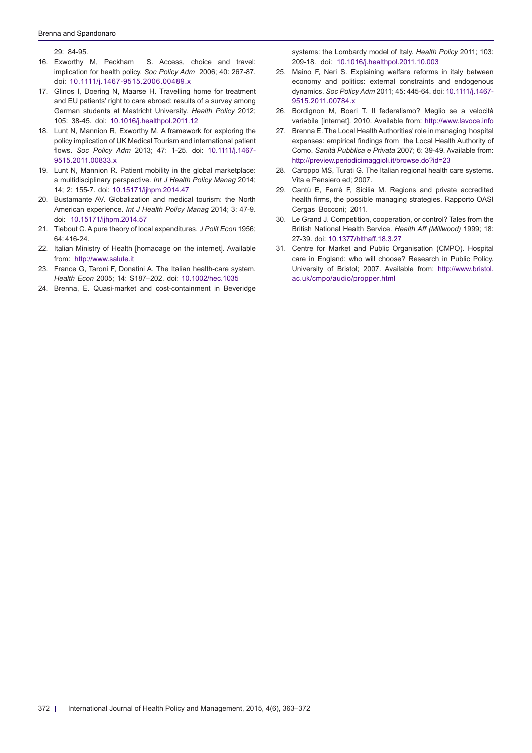29: 84-95.

16. Exworthy M, Peckham S. Access, choice and travel: implication for health policy. *Soc Policy Adm* 2006; 40: 267-87. doi: 10.1111/j.1467-9515.2006.00489.x
17. Glinos I, Doering N, Maarse H. Travelling home for treatment and EU patients' right to care abroad: results of a survey among German students at Mastricht University. *Health Policy* 2012; 105: 38-45. doi: 10.1016/j.healthpol.2011.12
18. Lunt N, Mannion R, Exworthy M. A framework for exploring the policy implication of UK Medical Tourism and international patient flows. *Soc Policy Adm* 2013; 47: 1-25. doi: 10.1111/j.1467-9515.2011.00833.x
19. Lunt N, Mannion R. Patient mobility in the global marketplace: a multidisciplinary perspective. *Int J Health Policy Manag* 2014; 14; 2: 155-7. doi: 10.15171/ijhpm.2014.47
20. Bustamante AV. Globalization and medical tourism: the North American experience. *Int J Health Policy Manag* 2014; 3: 47-9. doi: 10.15171/ijhpm.2014.57
21. Tiebout C. A pure theory of local expenditures. *J Polit Econ* 1956; 64: 416-24.
22. Italian Ministry of Health [homaoage on the internet]. Available from: http://www.salute.it
23. France G, Taroni F, Donatini A. The Italian health-care system. *Health Econ* 2005; 14: S187–202. doi: 10.1002/hec.1035
24. Brenna, E. Quasi-market and cost-containment in Beveridge systems: the Lombardy model of Italy. *Health Policy* 2011; 103: 209-18. doi: 10.1016/j.healthpol.2011.10.003
25. Maino F, Neri S. Explaining welfare reforms in italy between economy and politics: external constraints and endogenous dynamics. *Soc Policy Adm* 2011; 45: 445-64. doi: 10.1111/j.1467-9515.2011.00784.x
26. Bordignon M, Boeri T. Il federalismo? Meglio se a velocità variabile [internet]. 2010. Available from: http://www.lavoce.info
27. Brenna E. The Local Health Authorities' role in managing hospital expenses: empirical findings from the Local Health Authority of Como. *Sanità Pubblica e Privata* 2007; 6: 39-49. Available from: http://preview.periodicimaggioli.it/browse.do?id=23
28. Caroppo MS, Turati G. The Italian regional health care systems. Vita e Pensiero ed; 2007.
29. Cantù E, Ferrè F, Sicilia M. Regions and private accredited health firms, the possible managing strategies. Rapporto OASI Cergas Bocconi; 2011.
30. Le Grand J. Competition, cooperation, or control? Tales from the British National Health Service. *Health Aff (Millwood)* 1999; 18: 27-39. doi: 10.1377/hlthaff.18.3.27
31. Centre for Market and Public Organisation (CMPO). Hospital care in England: who will choose? Research in Public Policy. University of Bristol; 2007. Available from: http://www.bristol.ac.uk/cmpo/audio/propper.html